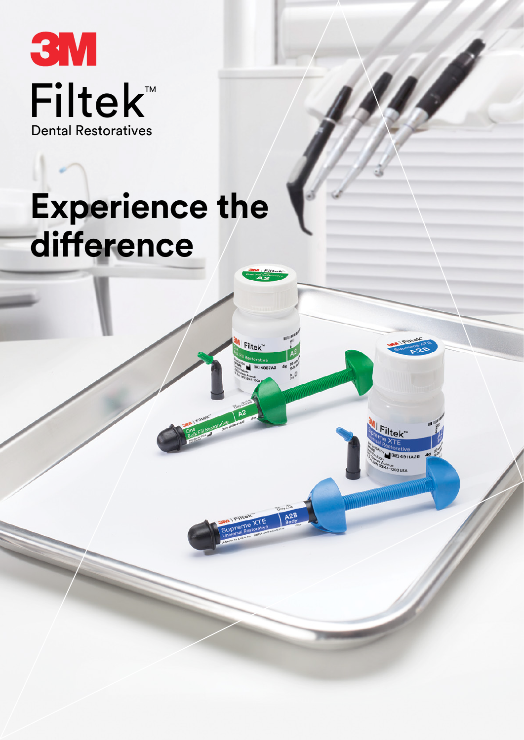3M

Filtek™

Dental Restoratives

# Experience the difference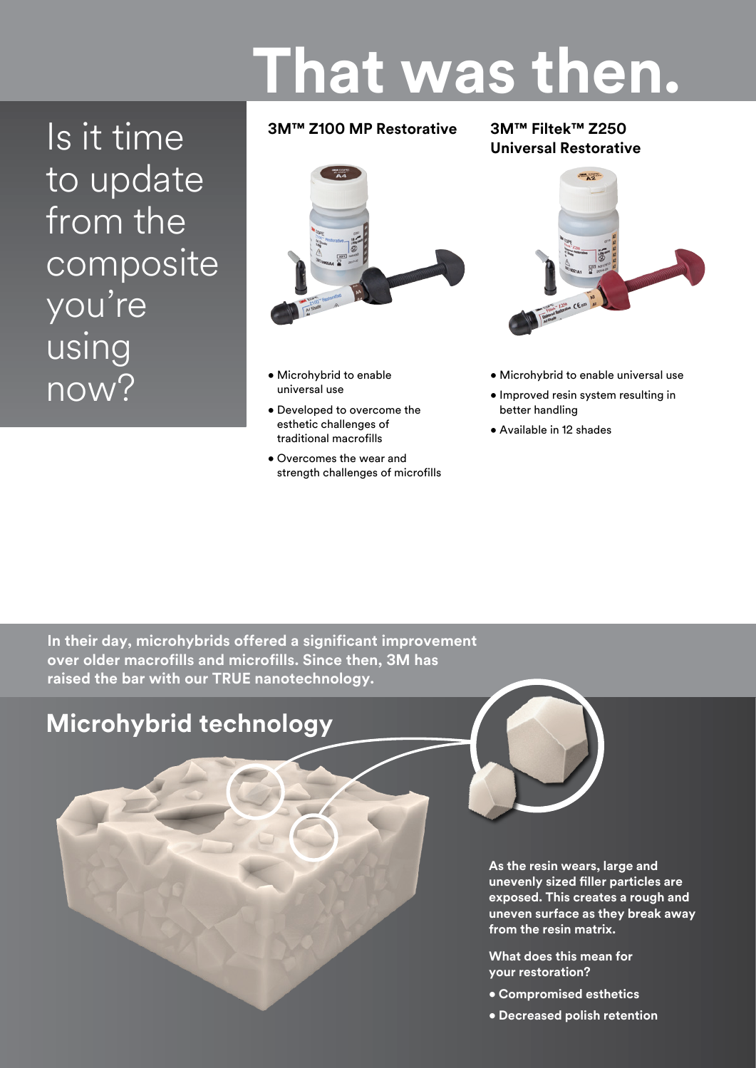# That was then.

Is it time to update from the composite you're using now?

### 3M™ Z100 MP Restorative

- Microhybrid to enable universal use
- Developed to overcome the esthetic challenges of traditional macrofills
- Overcomes the wear and strength challenges of microfills

### 3M™ Filtek™ Z250 Universal Restorative

- Microhybrid to enable universal use
- Improved resin system resulting in better handling
- Available in 12 shades

**In their day, microhybrids offered a significant improvement over older macrofills and microfills. Since then, 3M has raised the bar with our TRUE nanotechnology.**

## Microhybrid technology

**As the resin wears, large and unevenly sized filler particles are exposed. This creates a rough and uneven surface as they break away from the resin matrix.**

**What does this mean for your restoration?**

- **Compromised esthetics**
- **Decreased polish retention**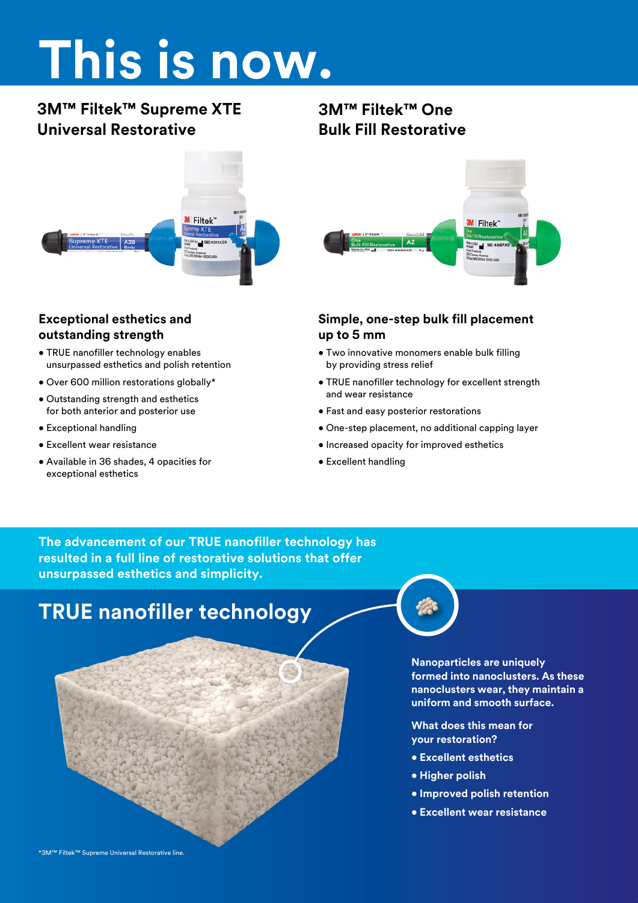# This is now.

## 3M™ Filtek™ Supreme XTE Universal Restorative

### Exceptional esthetics and outstanding strength

- TRUE nanofiller technology enables unsurpassed esthetics and polish retention
- Over 600 million restorations globally*
- Outstanding strength and esthetics for both anterior and posterior use
- Exceptional handling
- Excellent wear resistance
- Available in 36 shades, 4 opacities for exceptional esthetics

## 3M™ Filtek™ One Bulk Fill Restorative

### Simple, one-step bulk fill placement up to 5 mm

- Two innovative monomers enable bulk filling by providing stress relief
- TRUE nanofiller technology for excellent strength and wear resistance
- Fast and easy posterior restorations
- One-step placement, no additional capping layer
- Increased opacity for improved esthetics
- Excellent handling

**The advancement of our TRUE nanofiller technology has resulted in a full line of restorative solutions that offer unsurpassed esthetics and simplicity.**

## TRUE nanofiller technology

**Nanoparticles are uniquely formed into nanoclusters. As these nanoclusters wear, they maintain a uniform and smooth surface.**

**What does this mean for your restoration?**

- **Excellent esthetics**
- **Higher polish**
- **Improved polish retention**
- **Excellent wear resistance**

*3M™ Filtek™ Supreme Universal Restorative line.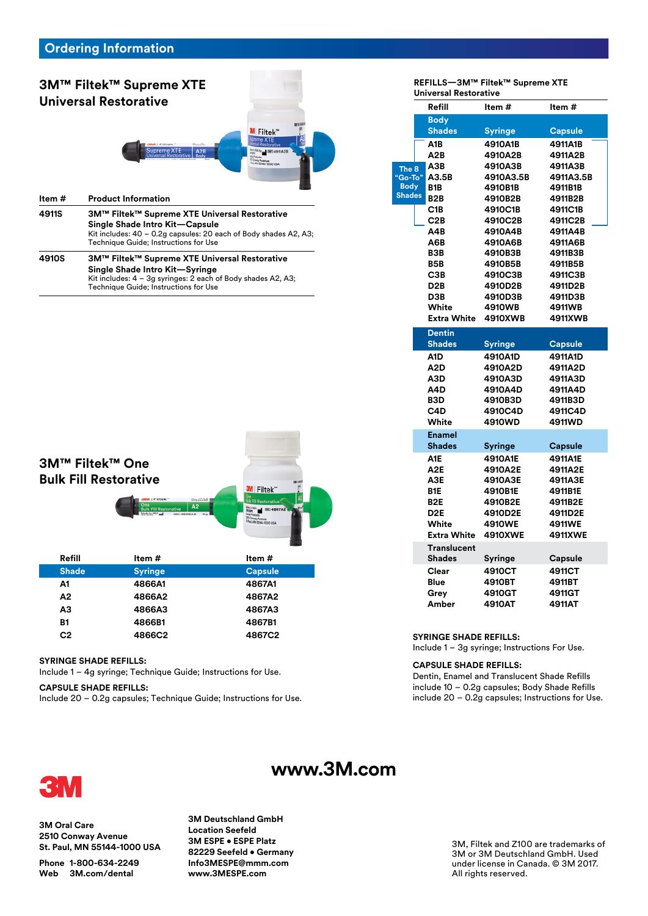## Ordering Information

### 3M™ Filtek™ Supreme XTE Universal Restorative

| Item # | Product Information |
|---|---|
| 4911S | **3M™ Filtek™ Supreme XTE Universal Restorative Single Shade Intro Kit—Capsule** Kit includes: 40 – 0.2g capsules: 20 each of Body shades A2, A3; Technique Guide; Instructions for Use |
| 4910S | **3M™ Filtek™ Supreme XTE Universal Restorative Single Shade Intro Kit—Syringe** Kit includes: 4 – 3g syringes: 2 each of Body shades A2, A3; Technique Guide; Instructions for Use |

### 3M™ Filtek™ One Bulk Fill Restorative

| Refill | Item # | Item # |
|---|---|---|
| **Shade** | **Syringe** | **Capsule** |
| A1 | 4866A1 | 4867A1 |
| A2 | 4866A2 | 4867A2 |
| A3 | 4866A3 | 4867A3 |
| B1 | 4866B1 | 4867B1 |
| C2 | 4866C2 | 4867C2 |

**SYRINGE SHADE REFILLS:**
Include 1 – 4g syringe; Technique Guide; Instructions for Use.

**CAPSULE SHADE REFILLS:**
Include 20 – 0.2g capsules; Technique Guide; Instructions for Use.

**REFILLS—3M™ Filtek™ Supreme XTE Universal Restorative**

| Refill | Item # | Item # |
|---|---|---|
| **Body Shades** | **Syringe** | **Capsule** |
| A1B | 4910A1B | 4911A1B |
| A2B | 4910A2B | 4911A2B |
| A3B | 4910A3B | 4911A3B |
| A3.5B | 4910A3.5B | 4911A3.5B |
| B1B | 4910B1B | 4911B1B |
| B2B | 4910B2B | 4911B2B |
| C1B | 4910C1B | 4911C1B |
| C2B | 4910C2B | 4911C2B |
| A4B | 4910A4B | 4911A4B |
| A6B | 4910A6B | 4911A6B |
| B3B | 4910B3B | 4911B3B |
| B5B | 4910B5B | 4911B5B |
| C3B | 4910C3B | 4911C3B |
| D2B | 4910D2B | 4911D2B |
| D3B | 4910D3B | 4911D3B |
| White | 4910WB | 4911WB |
| Extra White | 4910XWB | 4911XWB |
| **Dentin Shades** | **Syringe** | **Capsule** |
| A1D | 4910A1D | 4911A1D |
| A2D | 4910A2D | 4911A2D |
| A3D | 4910A3D | 4911A3D |
| A4D | 4910A4D | 4911A4D |
| B3D | 4910B3D | 4911B3D |
| C4D | 4910C4D | 4911C4D |
| White | 4910WD | 4911WD |
| **Enamel Shades** | **Syringe** | **Capsule** |
| A1E | 4910A1E | 4911A1E |
| A2E | 4910A2E | 4911A2E |
| A3E | 4910A3E | 4911A3E |
| B1E | 4910B1E | 4911B1E |
| B2E | 4910B2E | 4911B2E |
| D2E | 4910D2E | 4911D2E |
| White | 4910WE | 4911WE |
| Extra White | 4910XWE | 4911XWE |
| **Translucent Shades** | **Syringe** | **Capsule** |
| Clear | 4910CT | 4911CT |
| Blue | 4910BT | 4911BT |
| Grey | 4910GT | 4911GT |
| Amber | 4910AT | 4911AT |

The 8 "Go-To" Body Shades: A1B, A2B, A3B, A3.5B, B1B, B2B, C1B, C2B

**SYRINGE SHADE REFILLS:**
Include 1 – 3g syringe; Instructions For Use.

**CAPSULE SHADE REFILLS:**
Dentin, Enamel and Translucent Shade Refills include 10 – 0.2g capsules; Body Shade Refills include 20 – 0.2g capsules; Instructions for Use.

**www.3M.com**

3M

**3M Oral Care**
**2510 Conway Avenue**
**St. Paul, MN 55144-1000 USA**

**Phone 1-800-634-2249**
**Web 3M.com/dental**

**3M Deutschland GmbH**
**Location Seefeld**
**3M ESPE • ESPE Platz**
**82229 Seefeld • Germany**
**Info3MESPE@mmm.com**
**www.3MESPE.com**

3M, Filtek and Z100 are trademarks of 3M or 3M Deutschland GmbH. Used under license in Canada. © 3M 2017. All rights reserved.